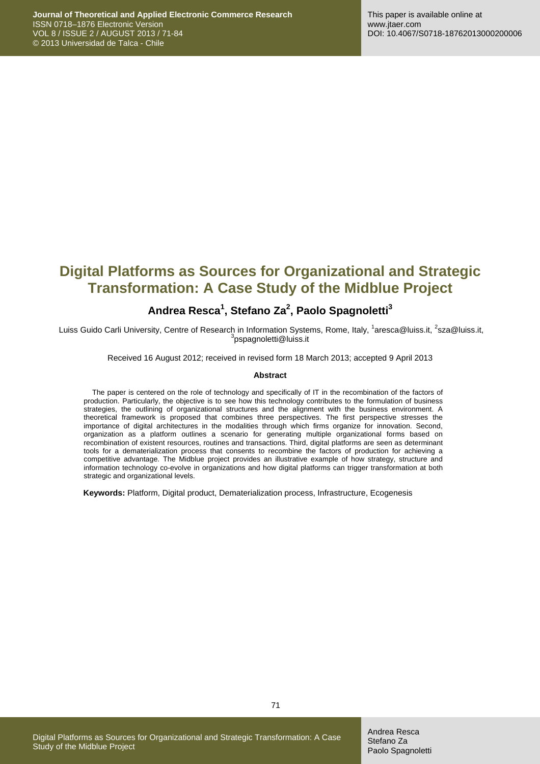# Digital Platforms as Sources for Organizational and Strategic Transformation: A Case Study of the Midblue Project

**Andrea Resca[1], Stefano Za[2], Paolo Spagnoletti[3]**

Luiss Guido Carli University, Centre of Research in Information Systems, Rome, Italy, [1]aresca@luiss.it, [2]sza@luiss.it, [3]pspagnoletti@luiss.it

Received 16 August 2012; received in revised form 18 March 2013; accepted 9 April 2013

### Abstract

The paper is centered on the role of technology and specifically of IT in the recombination of the factors of production. Particularly, the objective is to see how this technology contributes to the formulation of business strategies, the outlining of organizational structures and the alignment with the business environment. A theoretical framework is proposed that combines three perspectives. The first perspective stresses the importance of digital architectures in the modalities through which firms organize for innovation. Second, organization as a platform outlines a scenario for generating multiple organizational forms based on recombination of existent resources, routines and transactions. Third, digital platforms are seen as determinant tools for a dematerialization process that consents to recombine the factors of production for achieving a competitive advantage. The Midblue project provides an illustrative example of how strategy, structure and information technology co-evolve in organizations and how digital platforms can trigger transformation at both strategic and organizational levels.

**Keywords:** Platform, Digital product, Dematerialization process, Infrastructure, Ecogenesis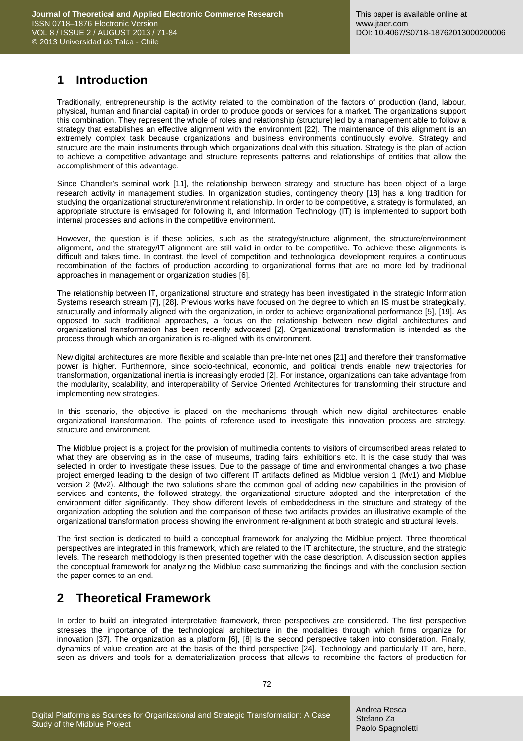## 1 Introduction

Traditionally, entrepreneurship is the activity related to the combination of the factors of production (land, labour, physical, human and financial capital) in order to produce goods or services for a market. The organizations support this combination. They represent the whole of roles and relationship (structure) led by a management able to follow a strategy that establishes an effective alignment with the environment [22]. The maintenance of this alignment is an extremely complex task because organizations and business environments continuously evolve. Strategy and structure are the main instruments through which organizations deal with this situation. Strategy is the plan of action to achieve a competitive advantage and structure represents patterns and relationships of entities that allow the accomplishment of this advantage.

Since Chandler's seminal work [11], the relationship between strategy and structure has been object of a large research activity in management studies. In organization studies, contingency theory [18] has a long tradition for studying the organizational structure/environment relationship. In order to be competitive, a strategy is formulated, an appropriate structure is envisaged for following it, and Information Technology (IT) is implemented to support both internal processes and actions in the competitive environment.

However, the question is if these policies, such as the strategy/structure alignment, the structure/environment alignment, and the strategy/IT alignment are still valid in order to be competitive. To achieve these alignments is difficult and takes time. In contrast, the level of competition and technological development requires a continuous recombination of the factors of production according to organizational forms that are no more led by traditional approaches in management or organization studies [6].

The relationship between IT, organizational structure and strategy has been investigated in the strategic Information Systems research stream [7], [28]. Previous works have focused on the degree to which an IS must be strategically, structurally and informally aligned with the organization, in order to achieve organizational performance [5], [19]. As opposed to such traditional approaches, a focus on the relationship between new digital architectures and organizational transformation has been recently advocated [2]. Organizational transformation is intended as the process through which an organization is re-aligned with its environment.

New digital architectures are more flexible and scalable than pre-Internet ones [21] and therefore their transformative power is higher. Furthermore, since socio-technical, economic, and political trends enable new trajectories for transformation, organizational inertia is increasingly eroded [2]. For instance, organizations can take advantage from the modularity, scalability, and interoperability of Service Oriented Architectures for transforming their structure and implementing new strategies.

In this scenario, the objective is placed on the mechanisms through which new digital architectures enable organizational transformation. The points of reference used to investigate this innovation process are strategy, structure and environment.

The Midblue project is a project for the provision of multimedia contents to visitors of circumscribed areas related to what they are observing as in the case of museums, trading fairs, exhibitions etc. It is the case study that was selected in order to investigate these issues. Due to the passage of time and environmental changes a two phase project emerged leading to the design of two different IT artifacts defined as Midblue version 1 (Mv1) and Midblue version 2 (Mv2). Although the two solutions share the common goal of adding new capabilities in the provision of services and contents, the followed strategy, the organizational structure adopted and the interpretation of the environment differ significantly. They show different levels of embeddedness in the structure and strategy of the organization adopting the solution and the comparison of these two artifacts provides an illustrative example of the organizational transformation process showing the environment re-alignment at both strategic and structural levels.

The first section is dedicated to build a conceptual framework for analyzing the Midblue project. Three theoretical perspectives are integrated in this framework, which are related to the IT architecture, the structure, and the strategic levels. The research methodology is then presented together with the case description. A discussion section applies the conceptual framework for analyzing the Midblue case summarizing the findings and with the conclusion section the paper comes to an end.

## 2 Theoretical Framework

In order to build an integrated interpretative framework, three perspectives are considered. The first perspective stresses the importance of the technological architecture in the modalities through which firms organize for innovation [37]. The organization as a platform [6], [8] is the second perspective taken into consideration. Finally, dynamics of value creation are at the basis of the third perspective [24]. Technology and particularly IT are, here, seen as drivers and tools for a dematerialization process that allows to recombine the factors of production for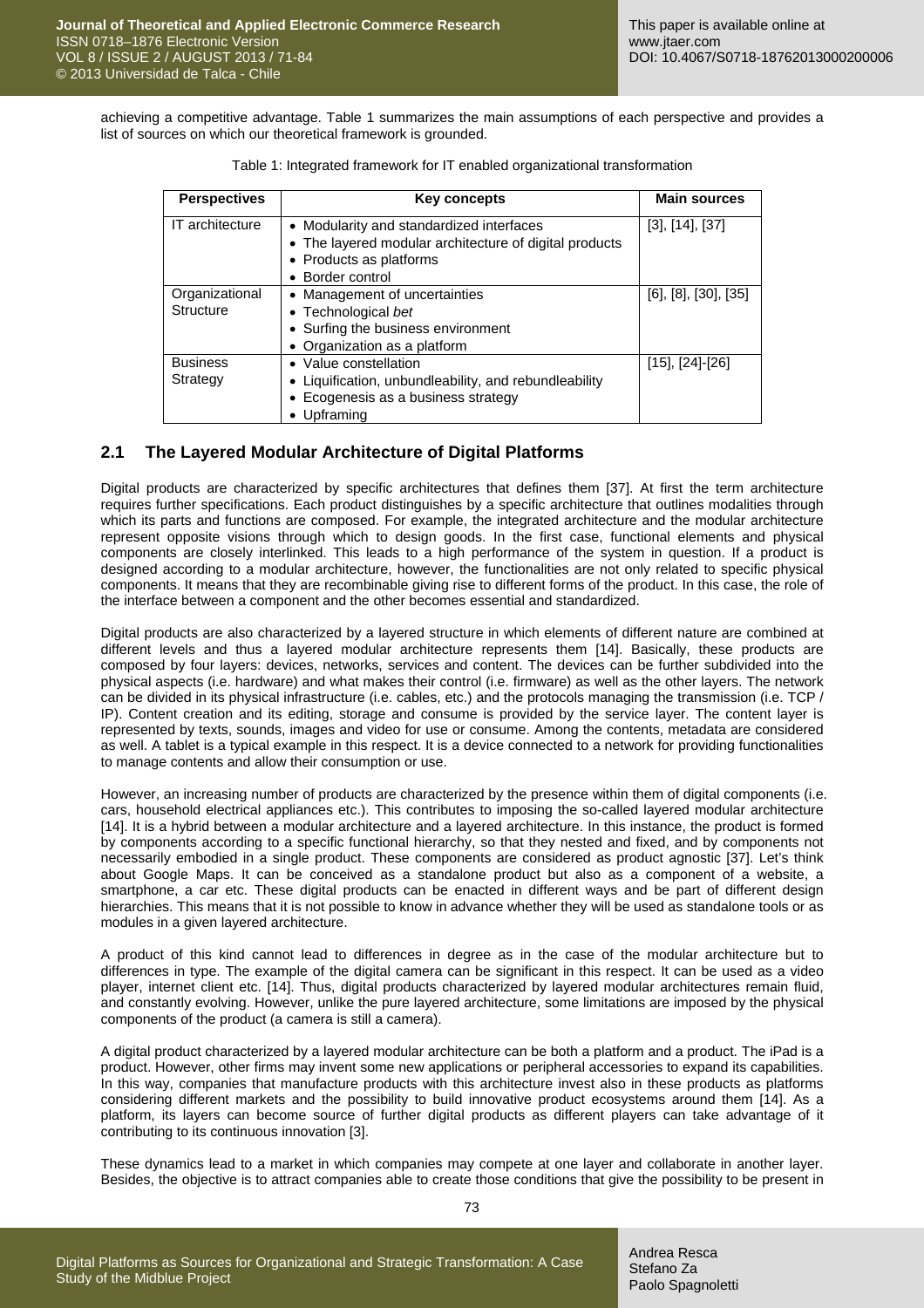achieving a competitive advantage. Table 1 summarizes the main assumptions of each perspective and provides a list of sources on which our theoretical framework is grounded.

Table 1: Integrated framework for IT enabled organizational transformation

| Perspectives | Key concepts | Main sources |
|---|---|---|
| IT architecture | • Modularity and standardized interfaces<br>• The layered modular architecture of digital products<br>• Products as platforms<br>• Border control | [3], [14], [37] |
| Organizational Structure | • Management of uncertainties<br>• Technological *bet*<br>• Surfing the business environment<br>• Organization as a platform | [6], [8], [30], [35] |
| Business Strategy | • Value constellation<br>• Liquification, unbundleability, and rebundleability<br>• Ecogenesis as a business strategy<br>• Upframing | [15], [24]-[26] |

## 2.1 The Layered Modular Architecture of Digital Platforms

Digital products are characterized by specific architectures that defines them [37]. At first the term architecture requires further specifications. Each product distinguishes by a specific architecture that outlines modalities through which its parts and functions are composed. For example, the integrated architecture and the modular architecture represent opposite visions through which to design goods. In the first case, functional elements and physical components are closely interlinked. This leads to a high performance of the system in question. If a product is designed according to a modular architecture, however, the functionalities are not only related to specific physical components. It means that they are recombinable giving rise to different forms of the product. In this case, the role of the interface between a component and the other becomes essential and standardized.

Digital products are also characterized by a layered structure in which elements of different nature are combined at different levels and thus a layered modular architecture represents them [14]. Basically, these products are composed by four layers: devices, networks, services and content. The devices can be further subdivided into the physical aspects (i.e. hardware) and what makes their control (i.e. firmware) as well as the other layers. The network can be divided in its physical infrastructure (i.e. cables, etc.) and the protocols managing the transmission (i.e. TCP / IP). Content creation and its editing, storage and consume is provided by the service layer. The content layer is represented by texts, sounds, images and video for use or consume. Among the contents, metadata are considered as well. A tablet is a typical example in this respect. It is a device connected to a network for providing functionalities to manage contents and allow their consumption or use.

However, an increasing number of products are characterized by the presence within them of digital components (i.e. cars, household electrical appliances etc.). This contributes to imposing the so-called layered modular architecture [14]. It is a hybrid between a modular architecture and a layered architecture. In this instance, the product is formed by components according to a specific functional hierarchy, so that they nested and fixed, and by components not necessarily embodied in a single product. These components are considered as product agnostic [37]. Let's think about Google Maps. It can be conceived as a standalone product but also as a component of a website, a smartphone, a car etc. These digital products can be enacted in different ways and be part of different design hierarchies. This means that it is not possible to know in advance whether they will be used as standalone tools or as modules in a given layered architecture.

A product of this kind cannot lead to differences in degree as in the case of the modular architecture but to differences in type. The example of the digital camera can be significant in this respect. It can be used as a video player, internet client etc. [14]. Thus, digital products characterized by layered modular architectures remain fluid, and constantly evolving. However, unlike the pure layered architecture, some limitations are imposed by the physical components of the product (a camera is still a camera).

A digital product characterized by a layered modular architecture can be both a platform and a product. The iPad is a product. However, other firms may invent some new applications or peripheral accessories to expand its capabilities. In this way, companies that manufacture products with this architecture invest also in these products as platforms considering different markets and the possibility to build innovative product ecosystems around them [14]. As a platform, its layers can become source of further digital products as different players can take advantage of it contributing to its continuous innovation [3].

These dynamics lead to a market in which companies may compete at one layer and collaborate in another layer. Besides, the objective is to attract companies able to create those conditions that give the possibility to be present in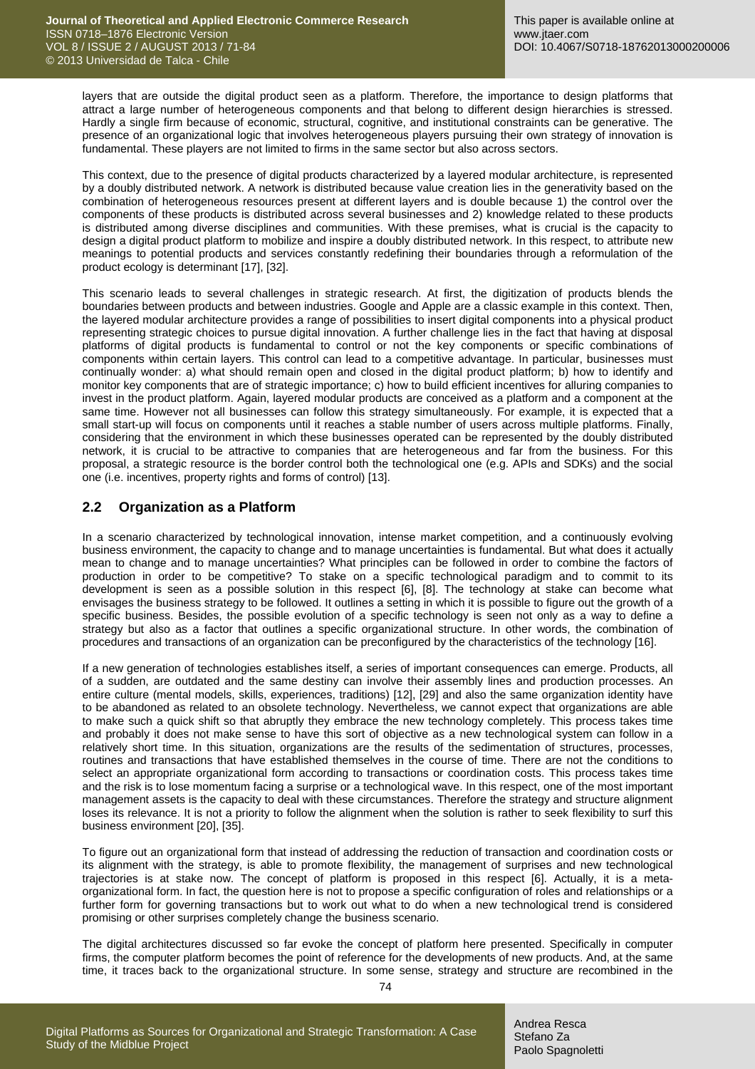layers that are outside the digital product seen as a platform. Therefore, the importance to design platforms that attract a large number of heterogeneous components and that belong to different design hierarchies is stressed. Hardly a single firm because of economic, structural, cognitive, and institutional constraints can be generative. The presence of an organizational logic that involves heterogeneous players pursuing their own strategy of innovation is fundamental. These players are not limited to firms in the same sector but also across sectors.

This context, due to the presence of digital products characterized by a layered modular architecture, is represented by a doubly distributed network. A network is distributed because value creation lies in the generativity based on the combination of heterogeneous resources present at different layers and is double because 1) the control over the components of these products is distributed across several businesses and 2) knowledge related to these products is distributed among diverse disciplines and communities. With these premises, what is crucial is the capacity to design a digital product platform to mobilize and inspire a doubly distributed network. In this respect, to attribute new meanings to potential products and services constantly redefining their boundaries through a reformulation of the product ecology is determinant [17], [32].

This scenario leads to several challenges in strategic research. At first, the digitization of products blends the boundaries between products and between industries. Google and Apple are a classic example in this context. Then, the layered modular architecture provides a range of possibilities to insert digital components into a physical product representing strategic choices to pursue digital innovation. A further challenge lies in the fact that having at disposal platforms of digital products is fundamental to control or not the key components or specific combinations of components within certain layers. This control can lead to a competitive advantage. In particular, businesses must continually wonder: a) what should remain open and closed in the digital product platform; b) how to identify and monitor key components that are of strategic importance; c) how to build efficient incentives for alluring companies to invest in the product platform. Again, layered modular products are conceived as a platform and a component at the same time. However not all businesses can follow this strategy simultaneously. For example, it is expected that a small start-up will focus on components until it reaches a stable number of users across multiple platforms. Finally, considering that the environment in which these businesses operated can be represented by the doubly distributed network, it is crucial to be attractive to companies that are heterogeneous and far from the business. For this proposal, a strategic resource is the border control both the technological one (e.g. APIs and SDKs) and the social one (i.e. incentives, property rights and forms of control) [13].

## 2.2 Organization as a Platform

In a scenario characterized by technological innovation, intense market competition, and a continuously evolving business environment, the capacity to change and to manage uncertainties is fundamental. But what does it actually mean to change and to manage uncertainties? What principles can be followed in order to combine the factors of production in order to be competitive? To stake on a specific technological paradigm and to commit to its development is seen as a possible solution in this respect [6], [8]. The technology at stake can become what envisages the business strategy to be followed. It outlines a setting in which it is possible to figure out the growth of a specific business. Besides, the possible evolution of a specific technology is seen not only as a way to define a strategy but also as a factor that outlines a specific organizational structure. In other words, the combination of procedures and transactions of an organization can be preconfigured by the characteristics of the technology [16].

If a new generation of technologies establishes itself, a series of important consequences can emerge. Products, all of a sudden, are outdated and the same destiny can involve their assembly lines and production processes. An entire culture (mental models, skills, experiences, traditions) [12], [29] and also the same organization identity have to be abandoned as related to an obsolete technology. Nevertheless, we cannot expect that organizations are able to make such a quick shift so that abruptly they embrace the new technology completely. This process takes time and probably it does not make sense to have this sort of objective as a new technological system can follow in a relatively short time. In this situation, organizations are the results of the sedimentation of structures, processes, routines and transactions that have established themselves in the course of time. There are not the conditions to select an appropriate organizational form according to transactions or coordination costs. This process takes time and the risk is to lose momentum facing a surprise or a technological wave. In this respect, one of the most important management assets is the capacity to deal with these circumstances. Therefore the strategy and structure alignment loses its relevance. It is not a priority to follow the alignment when the solution is rather to seek flexibility to surf this business environment [20], [35].

To figure out an organizational form that instead of addressing the reduction of transaction and coordination costs or its alignment with the strategy, is able to promote flexibility, the management of surprises and new technological trajectories is at stake now. The concept of platform is proposed in this respect [6]. Actually, it is a meta-organizational form. In fact, the question here is not to propose a specific configuration of roles and relationships or a further form for governing transactions but to work out what to do when a new technological trend is considered promising or other surprises completely change the business scenario.

The digital architectures discussed so far evoke the concept of platform here presented. Specifically in computer firms, the computer platform becomes the point of reference for the developments of new products. And, at the same time, it traces back to the organizational structure. In some sense, strategy and structure are recombined in the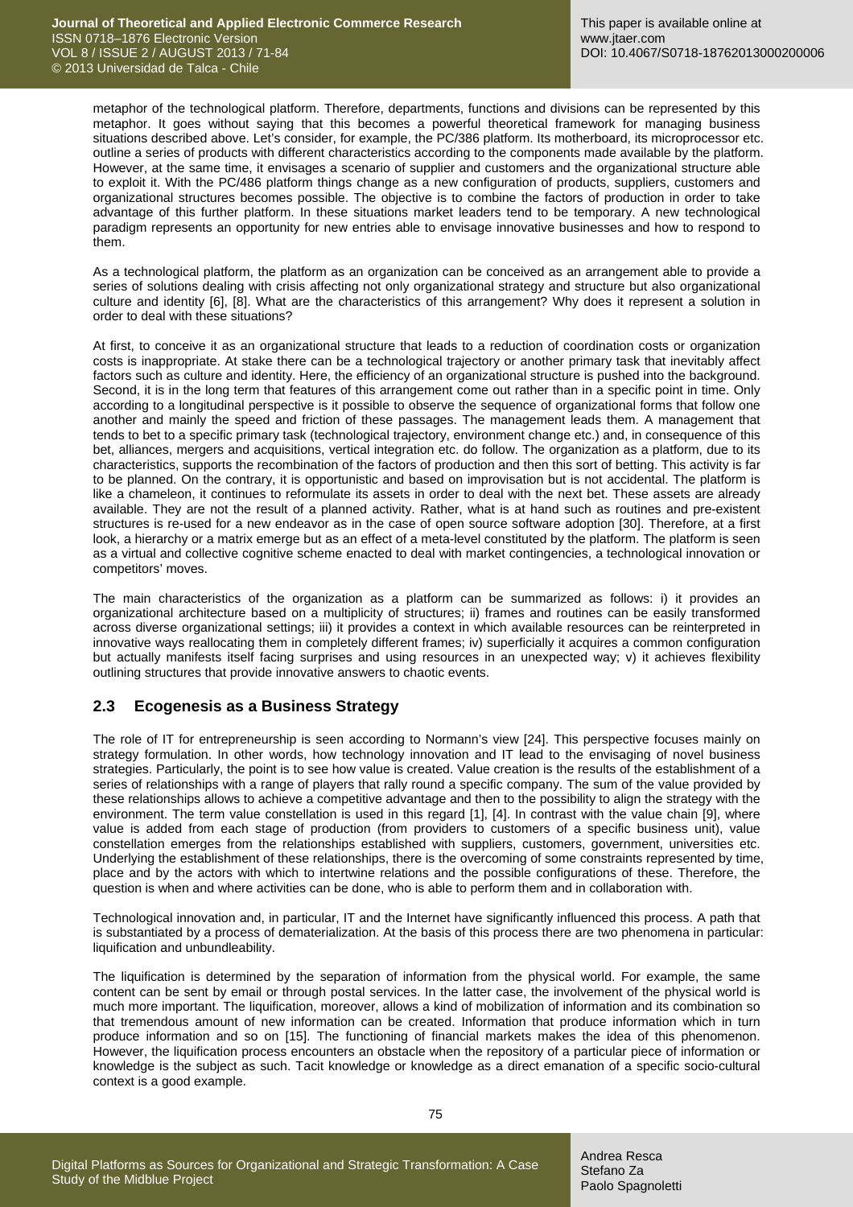metaphor of the technological platform. Therefore, departments, functions and divisions can be represented by this metaphor. It goes without saying that this becomes a powerful theoretical framework for managing business situations described above. Let's consider, for example, the PC/386 platform. Its motherboard, its microprocessor etc. outline a series of products with different characteristics according to the components made available by the platform. However, at the same time, it envisages a scenario of supplier and customers and the organizational structure able to exploit it. With the PC/486 platform things change as a new configuration of products, suppliers, customers and organizational structures becomes possible. The objective is to combine the factors of production in order to take advantage of this further platform. In these situations market leaders tend to be temporary. A new technological paradigm represents an opportunity for new entries able to envisage innovative businesses and how to respond to them.

As a technological platform, the platform as an organization can be conceived as an arrangement able to provide a series of solutions dealing with crisis affecting not only organizational strategy and structure but also organizational culture and identity [6], [8]. What are the characteristics of this arrangement? Why does it represent a solution in order to deal with these situations?

At first, to conceive it as an organizational structure that leads to a reduction of coordination costs or organization costs is inappropriate. At stake there can be a technological trajectory or another primary task that inevitably affect factors such as culture and identity. Here, the efficiency of an organizational structure is pushed into the background. Second, it is in the long term that features of this arrangement come out rather than in a specific point in time. Only according to a longitudinal perspective is it possible to observe the sequence of organizational forms that follow one another and mainly the speed and friction of these passages. The management leads them. A management that tends to bet to a specific primary task (technological trajectory, environment change etc.) and, in consequence of this bet, alliances, mergers and acquisitions, vertical integration etc. do follow. The organization as a platform, due to its characteristics, supports the recombination of the factors of production and then this sort of betting. This activity is far to be planned. On the contrary, it is opportunistic and based on improvisation but is not accidental. The platform is like a chameleon, it continues to reformulate its assets in order to deal with the next bet. These assets are already available. They are not the result of a planned activity. Rather, what is at hand such as routines and pre-existent structures is re-used for a new endeavor as in the case of open source software adoption [30]. Therefore, at a first look, a hierarchy or a matrix emerge but as an effect of a meta-level constituted by the platform. The platform is seen as a virtual and collective cognitive scheme enacted to deal with market contingencies, a technological innovation or competitors' moves.

The main characteristics of the organization as a platform can be summarized as follows: i) it provides an organizational architecture based on a multiplicity of structures; ii) frames and routines can be easily transformed across diverse organizational settings; iii) it provides a context in which available resources can be reinterpreted in innovative ways reallocating them in completely different frames; iv) superficially it acquires a common configuration but actually manifests itself facing surprises and using resources in an unexpected way; v) it achieves flexibility outlining structures that provide innovative answers to chaotic events.

## 2.3 Ecogenesis as a Business Strategy

The role of IT for entrepreneurship is seen according to Normann's view [24]. This perspective focuses mainly on strategy formulation. In other words, how technology innovation and IT lead to the envisaging of novel business strategies. Particularly, the point is to see how value is created. Value creation is the results of the establishment of a series of relationships with a range of players that rally round a specific company. The sum of the value provided by these relationships allows to achieve a competitive advantage and then to the possibility to align the strategy with the environment. The term value constellation is used in this regard [1], [4]. In contrast with the value chain [9], where value is added from each stage of production (from providers to customers of a specific business unit), value constellation emerges from the relationships established with suppliers, customers, government, universities etc. Underlying the establishment of these relationships, there is the overcoming of some constraints represented by time, place and by the actors with which to intertwine relations and the possible configurations of these. Therefore, the question is when and where activities can be done, who is able to perform them and in collaboration with.

Technological innovation and, in particular, IT and the Internet have significantly influenced this process. A path that is substantiated by a process of dematerialization. At the basis of this process there are two phenomena in particular: liquification and unbundleability.

The liquification is determined by the separation of information from the physical world. For example, the same content can be sent by email or through postal services. In the latter case, the involvement of the physical world is much more important. The liquification, moreover, allows a kind of mobilization of information and its combination so that tremendous amount of new information can be created. Information that produce information which in turn produce information and so on [15]. The functioning of financial markets makes the idea of this phenomenon. However, the liquification process encounters an obstacle when the repository of a particular piece of information or knowledge is the subject as such. Tacit knowledge or knowledge as a direct emanation of a specific socio-cultural context is a good example.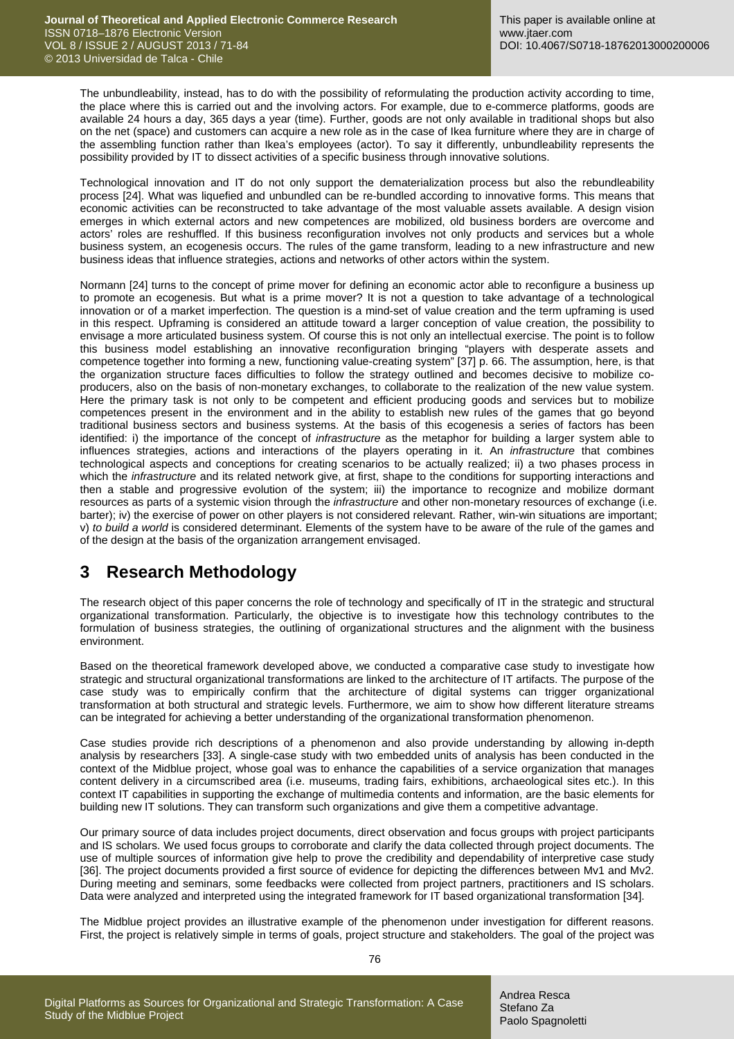The unbundleability, instead, has to do with the possibility of reformulating the production activity according to time, the place where this is carried out and the involving actors. For example, due to e-commerce platforms, goods are available 24 hours a day, 365 days a year (time). Further, goods are not only available in traditional shops but also on the net (space) and customers can acquire a new role as in the case of Ikea furniture where they are in charge of the assembling function rather than Ikea's employees (actor). To say it differently, unbundleability represents the possibility provided by IT to dissect activities of a specific business through innovative solutions.

Technological innovation and IT do not only support the dematerialization process but also the rebundleability process [24]. What was liquefied and unbundled can be re-bundled according to innovative forms. This means that economic activities can be reconstructed to take advantage of the most valuable assets available. A design vision emerges in which external actors and new competences are mobilized, old business borders are overcome and actors' roles are reshuffled. If this business reconfiguration involves not only products and services but a whole business system, an ecogenesis occurs. The rules of the game transform, leading to a new infrastructure and new business ideas that influence strategies, actions and networks of other actors within the system.

Normann [24] turns to the concept of prime mover for defining an economic actor able to reconfigure a business up to promote an ecogenesis. But what is a prime mover? It is not a question to take advantage of a technological innovation or of a market imperfection. The question is a mind-set of value creation and the term upframing is used in this respect. Upframing is considered an attitude toward a larger conception of value creation, the possibility to envisage a more articulated business system. Of course this is not only an intellectual exercise. The point is to follow this business model establishing an innovative reconfiguration bringing "players with desperate assets and competence together into forming a new, functioning value-creating system" [37] p. 66. The assumption, here, is that the organization structure faces difficulties to follow the strategy outlined and becomes decisive to mobilize co-producers, also on the basis of non-monetary exchanges, to collaborate to the realization of the new value system. Here the primary task is not only to be competent and efficient producing goods and services but to mobilize competences present in the environment and in the ability to establish new rules of the games that go beyond traditional business sectors and business systems. At the basis of this ecogenesis a series of factors has been identified: i) the importance of the concept of *infrastructure* as the metaphor for building a larger system able to influences strategies, actions and interactions of the players operating in it. An *infrastructure* that combines technological aspects and conceptions for creating scenarios to be actually realized; ii) a two phases process in which the *infrastructure* and its related network give, at first, shape to the conditions for supporting interactions and then a stable and progressive evolution of the system; iii) the importance to recognize and mobilize dormant resources as parts of a systemic vision through the *infrastructure* and other non-monetary resources of exchange (i.e. barter); iv) the exercise of power on other players is not considered relevant. Rather, win-win situations are important; v) *to build a world* is considered determinant. Elements of the system have to be aware of the rule of the games and of the design at the basis of the organization arrangement envisaged.

# 3 Research Methodology

The research object of this paper concerns the role of technology and specifically of IT in the strategic and structural organizational transformation. Particularly, the objective is to investigate how this technology contributes to the formulation of business strategies, the outlining of organizational structures and the alignment with the business environment.

Based on the theoretical framework developed above, we conducted a comparative case study to investigate how strategic and structural organizational transformations are linked to the architecture of IT artifacts. The purpose of the case study was to empirically confirm that the architecture of digital systems can trigger organizational transformation at both structural and strategic levels. Furthermore, we aim to show how different literature streams can be integrated for achieving a better understanding of the organizational transformation phenomenon.

Case studies provide rich descriptions of a phenomenon and also provide understanding by allowing in-depth analysis by researchers [33]. A single-case study with two embedded units of analysis has been conducted in the context of the Midblue project, whose goal was to enhance the capabilities of a service organization that manages content delivery in a circumscribed area (i.e. museums, trading fairs, exhibitions, archaeological sites etc.). In this context IT capabilities in supporting the exchange of multimedia contents and information, are the basic elements for building new IT solutions. They can transform such organizations and give them a competitive advantage.

Our primary source of data includes project documents, direct observation and focus groups with project participants and IS scholars. We used focus groups to corroborate and clarify the data collected through project documents. The use of multiple sources of information give help to prove the credibility and dependability of interpretive case study [36]. The project documents provided a first source of evidence for depicting the differences between Mv1 and Mv2. During meeting and seminars, some feedbacks were collected from project partners, practitioners and IS scholars. Data were analyzed and interpreted using the integrated framework for IT based organizational transformation [34].

The Midblue project provides an illustrative example of the phenomenon under investigation for different reasons. First, the project is relatively simple in terms of goals, project structure and stakeholders. The goal of the project was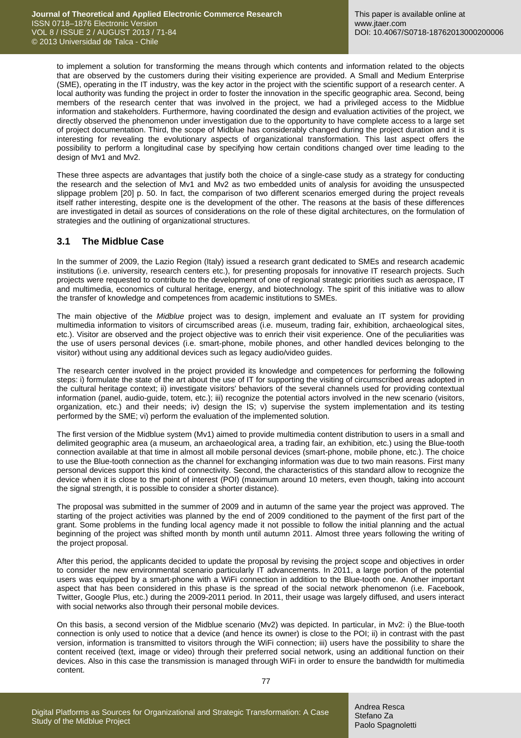to implement a solution for transforming the means through which contents and information related to the objects that are observed by the customers during their visiting experience are provided. A Small and Medium Enterprise (SME), operating in the IT industry, was the key actor in the project with the scientific support of a research center. A local authority was funding the project in order to foster the innovation in the specific geographic area. Second, being members of the research center that was involved in the project, we had a privileged access to the Midblue information and stakeholders. Furthermore, having coordinated the design and evaluation activities of the project, we directly observed the phenomenon under investigation due to the opportunity to have complete access to a large set of project documentation. Third, the scope of Midblue has considerably changed during the project duration and it is interesting for revealing the evolutionary aspects of organizational transformation. This last aspect offers the possibility to perform a longitudinal case by specifying how certain conditions changed over time leading to the design of Mv1 and Mv2.

These three aspects are advantages that justify both the choice of a single-case study as a strategy for conducting the research and the selection of Mv1 and Mv2 as two embedded units of analysis for avoiding the unsuspected slippage problem [20] p. 50. In fact, the comparison of two different scenarios emerged during the project reveals itself rather interesting, despite one is the development of the other. The reasons at the basis of these differences are investigated in detail as sources of considerations on the role of these digital architectures, on the formulation of strategies and the outlining of organizational structures.

## 3.1 The Midblue Case

In the summer of 2009, the Lazio Region (Italy) issued a research grant dedicated to SMEs and research academic institutions (i.e. university, research centers etc.), for presenting proposals for innovative IT research projects. Such projects were requested to contribute to the development of one of regional strategic priorities such as aerospace, IT and multimedia, economics of cultural heritage, energy, and biotechnology. The spirit of this initiative was to allow the transfer of knowledge and competences from academic institutions to SMEs.

The main objective of the *Midblue* project was to design, implement and evaluate an IT system for providing multimedia information to visitors of circumscribed areas (i.e. museum, trading fair, exhibition, archaeological sites, etc.). Visitor are observed and the project objective was to enrich their visit experience. One of the peculiarities was the use of users personal devices (i.e. smart-phone, mobile phones, and other handled devices belonging to the visitor) without using any additional devices such as legacy audio/video guides.

The research center involved in the project provided its knowledge and competences for performing the following steps: i) formulate the state of the art about the use of IT for supporting the visiting of circumscribed areas adopted in the cultural heritage context; ii) investigate visitors' behaviors of the several channels used for providing contextual information (panel, audio-guide, totem, etc.); iii) recognize the potential actors involved in the new scenario (visitors, organization, etc.) and their needs; iv) design the IS; v) supervise the system implementation and its testing performed by the SME; vi) perform the evaluation of the implemented solution.

The first version of the Midblue system (Mv1) aimed to provide multimedia content distribution to users in a small and delimited geographic area (a museum, an archaeological area, a trading fair, an exhibition, etc.) using the Blue-tooth connection available at that time in almost all mobile personal devices (smart-phone, mobile phone, etc.). The choice to use the Blue-tooth connection as the channel for exchanging information was due to two main reasons. First many personal devices support this kind of connectivity. Second, the characteristics of this standard allow to recognize the device when it is close to the point of interest (POI) (maximum around 10 meters, even though, taking into account the signal strength, it is possible to consider a shorter distance).

The proposal was submitted in the summer of 2009 and in autumn of the same year the project was approved. The starting of the project activities was planned by the end of 2009 conditioned to the payment of the first part of the grant. Some problems in the funding local agency made it not possible to follow the initial planning and the actual beginning of the project was shifted month by month until autumn 2011. Almost three years following the writing of the project proposal.

After this period, the applicants decided to update the proposal by revising the project scope and objectives in order to consider the new environmental scenario particularly IT advancements. In 2011, a large portion of the potential users was equipped by a smart-phone with a WiFi connection in addition to the Blue-tooth one. Another important aspect that has been considered in this phase is the spread of the social network phenomenon (i.e. Facebook, Twitter, Google Plus, etc.) during the 2009-2011 period. In 2011, their usage was largely diffused, and users interact with social networks also through their personal mobile devices.

On this basis, a second version of the Midblue scenario (Mv2) was depicted. In particular, in Mv2: i) the Blue-tooth connection is only used to notice that a device (and hence its owner) is close to the POI; ii) in contrast with the past version, information is transmitted to visitors through the WiFi connection; iii) users have the possibility to share the content received (text, image or video) through their preferred social network, using an additional function on their devices. Also in this case the transmission is managed through WiFi in order to ensure the bandwidth for multimedia content.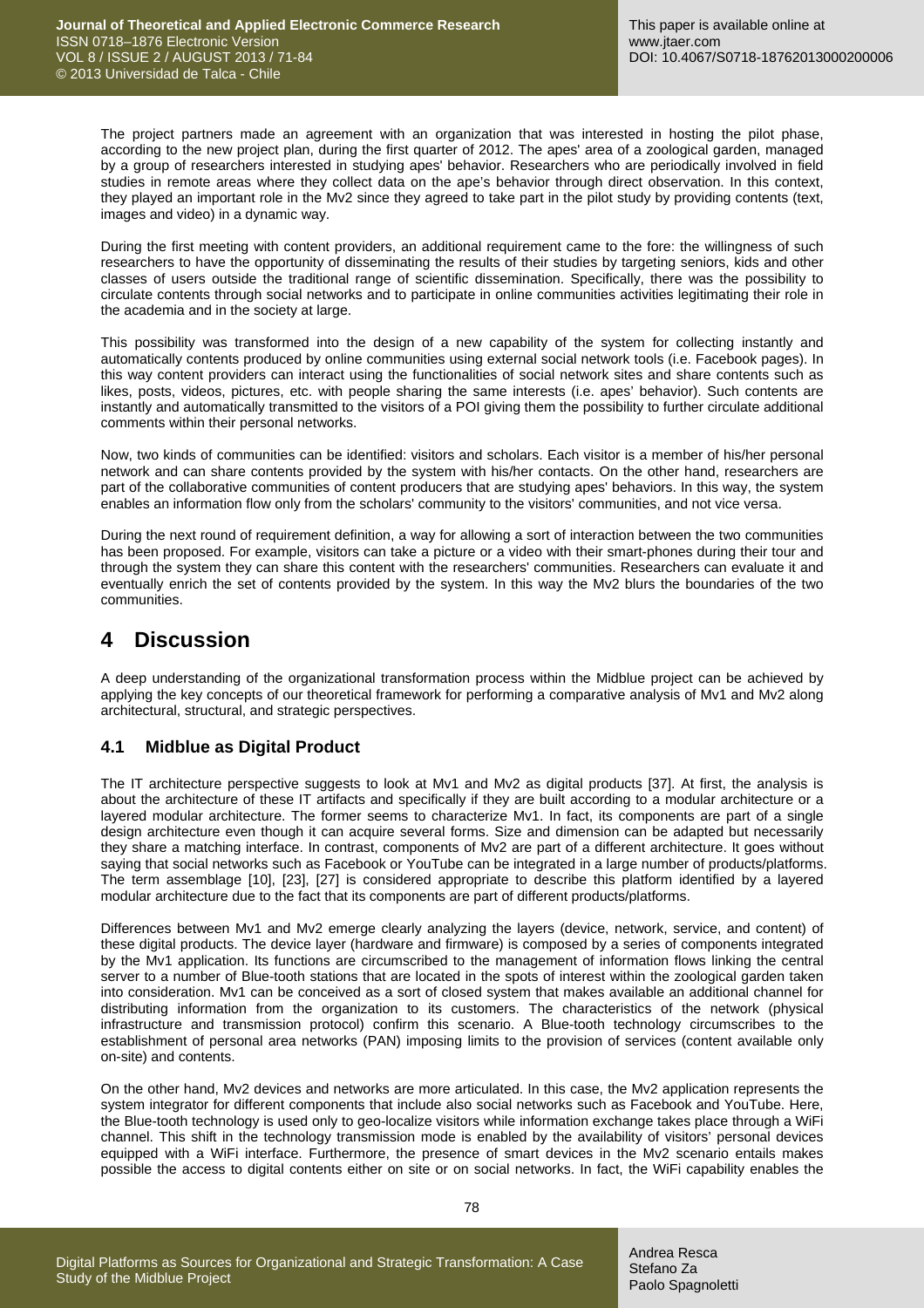The project partners made an agreement with an organization that was interested in hosting the pilot phase, according to the new project plan, during the first quarter of 2012. The apes' area of a zoological garden, managed by a group of researchers interested in studying apes' behavior. Researchers who are periodically involved in field studies in remote areas where they collect data on the ape's behavior through direct observation. In this context, they played an important role in the Mv2 since they agreed to take part in the pilot study by providing contents (text, images and video) in a dynamic way.

During the first meeting with content providers, an additional requirement came to the fore: the willingness of such researchers to have the opportunity of disseminating the results of their studies by targeting seniors, kids and other classes of users outside the traditional range of scientific dissemination. Specifically, there was the possibility to circulate contents through social networks and to participate in online communities activities legitimating their role in the academia and in the society at large.

This possibility was transformed into the design of a new capability of the system for collecting instantly and automatically contents produced by online communities using external social network tools (i.e. Facebook pages). In this way content providers can interact using the functionalities of social network sites and share contents such as likes, posts, videos, pictures, etc. with people sharing the same interests (i.e. apes' behavior). Such contents are instantly and automatically transmitted to the visitors of a POI giving them the possibility to further circulate additional comments within their personal networks.

Now, two kinds of communities can be identified: visitors and scholars. Each visitor is a member of his/her personal network and can share contents provided by the system with his/her contacts. On the other hand, researchers are part of the collaborative communities of content producers that are studying apes' behaviors. In this way, the system enables an information flow only from the scholars' community to the visitors' communities, and not vice versa.

During the next round of requirement definition, a way for allowing a sort of interaction between the two communities has been proposed. For example, visitors can take a picture or a video with their smart-phones during their tour and through the system they can share this content with the researchers' communities. Researchers can evaluate it and eventually enrich the set of contents provided by the system. In this way the Mv2 blurs the boundaries of the two communities.

# 4 Discussion

A deep understanding of the organizational transformation process within the Midblue project can be achieved by applying the key concepts of our theoretical framework for performing a comparative analysis of Mv1 and Mv2 along architectural, structural, and strategic perspectives.

## 4.1 Midblue as Digital Product

The IT architecture perspective suggests to look at Mv1 and Mv2 as digital products [37]. At first, the analysis is about the architecture of these IT artifacts and specifically if they are built according to a modular architecture or a layered modular architecture. The former seems to characterize Mv1. In fact, its components are part of a single design architecture even though it can acquire several forms. Size and dimension can be adapted but necessarily they share a matching interface. In contrast, components of Mv2 are part of a different architecture. It goes without saying that social networks such as Facebook or YouTube can be integrated in a large number of products/platforms. The term assemblage [10], [23], [27] is considered appropriate to describe this platform identified by a layered modular architecture due to the fact that its components are part of different products/platforms.

Differences between Mv1 and Mv2 emerge clearly analyzing the layers (device, network, service, and content) of these digital products. The device layer (hardware and firmware) is composed by a series of components integrated by the Mv1 application. Its functions are circumscribed to the management of information flows linking the central server to a number of Blue-tooth stations that are located in the spots of interest within the zoological garden taken into consideration. Mv1 can be conceived as a sort of closed system that makes available an additional channel for distributing information from the organization to its customers. The characteristics of the network (physical infrastructure and transmission protocol) confirm this scenario. A Blue-tooth technology circumscribes to the establishment of personal area networks (PAN) imposing limits to the provision of services (content available only on-site) and contents.

On the other hand, Mv2 devices and networks are more articulated. In this case, the Mv2 application represents the system integrator for different components that include also social networks such as Facebook and YouTube. Here, the Blue-tooth technology is used only to geo-localize visitors while information exchange takes place through a WiFi channel. This shift in the technology transmission mode is enabled by the availability of visitors' personal devices equipped with a WiFi interface. Furthermore, the presence of smart devices in the Mv2 scenario entails makes possible the access to digital contents either on site or on social networks. In fact, the WiFi capability enables the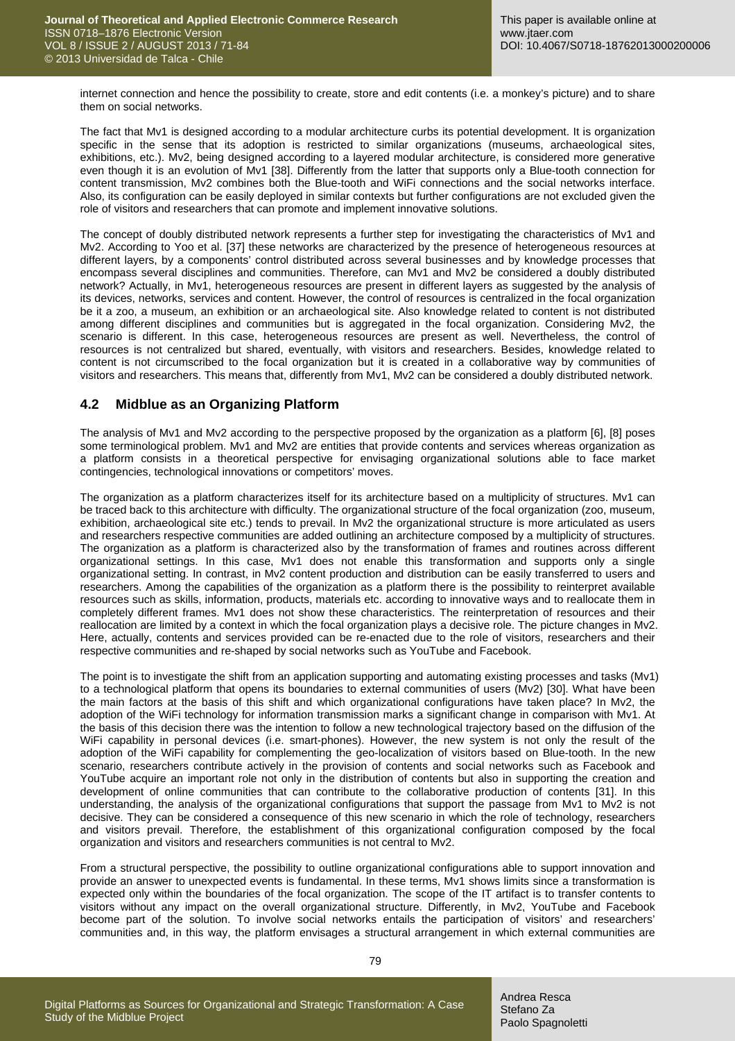internet connection and hence the possibility to create, store and edit contents (i.e. a monkey's picture) and to share them on social networks.

The fact that Mv1 is designed according to a modular architecture curbs its potential development. It is organization specific in the sense that its adoption is restricted to similar organizations (museums, archaeological sites, exhibitions, etc.). Mv2, being designed according to a layered modular architecture, is considered more generative even though it is an evolution of Mv1 [38]. Differently from the latter that supports only a Blue-tooth connection for content transmission, Mv2 combines both the Blue-tooth and WiFi connections and the social networks interface. Also, its configuration can be easily deployed in similar contexts but further configurations are not excluded given the role of visitors and researchers that can promote and implement innovative solutions.

The concept of doubly distributed network represents a further step for investigating the characteristics of Mv1 and Mv2. According to Yoo et al. [37] these networks are characterized by the presence of heterogeneous resources at different layers, by a components' control distributed across several businesses and by knowledge processes that encompass several disciplines and communities. Therefore, can Mv1 and Mv2 be considered a doubly distributed network? Actually, in Mv1, heterogeneous resources are present in different layers as suggested by the analysis of its devices, networks, services and content. However, the control of resources is centralized in the focal organization be it a zoo, a museum, an exhibition or an archaeological site. Also knowledge related to content is not distributed among different disciplines and communities but is aggregated in the focal organization. Considering Mv2, the scenario is different. In this case, heterogeneous resources are present as well. Nevertheless, the control of resources is not centralized but shared, eventually, with visitors and researchers. Besides, knowledge related to content is not circumscribed to the focal organization but it is created in a collaborative way by communities of visitors and researchers. This means that, differently from Mv1, Mv2 can be considered a doubly distributed network.

## 4.2 Midblue as an Organizing Platform

The analysis of Mv1 and Mv2 according to the perspective proposed by the organization as a platform [6], [8] poses some terminological problem. Mv1 and Mv2 are entities that provide contents and services whereas organization as a platform consists in a theoretical perspective for envisaging organizational solutions able to face market contingencies, technological innovations or competitors' moves.

The organization as a platform characterizes itself for its architecture based on a multiplicity of structures. Mv1 can be traced back to this architecture with difficulty. The organizational structure of the focal organization (zoo, museum, exhibition, archaeological site etc.) tends to prevail. In Mv2 the organizational structure is more articulated as users and researchers respective communities are added outlining an architecture composed by a multiplicity of structures. The organization as a platform is characterized also by the transformation of frames and routines across different organizational settings. In this case, Mv1 does not enable this transformation and supports only a single organizational setting. In contrast, in Mv2 content production and distribution can be easily transferred to users and researchers. Among the capabilities of the organization as a platform there is the possibility to reinterpret available resources such as skills, information, products, materials etc. according to innovative ways and to reallocate them in completely different frames. Mv1 does not show these characteristics. The reinterpretation of resources and their reallocation are limited by a context in which the focal organization plays a decisive role. The picture changes in Mv2. Here, actually, contents and services provided can be re-enacted due to the role of visitors, researchers and their respective communities and re-shaped by social networks such as YouTube and Facebook.

The point is to investigate the shift from an application supporting and automating existing processes and tasks (Mv1) to a technological platform that opens its boundaries to external communities of users (Mv2) [30]. What have been the main factors at the basis of this shift and which organizational configurations have taken place? In Mv2, the adoption of the WiFi technology for information transmission marks a significant change in comparison with Mv1. At the basis of this decision there was the intention to follow a new technological trajectory based on the diffusion of the WiFi capability in personal devices (i.e. smart-phones). However, the new system is not only the result of the adoption of the WiFi capability for complementing the geo-localization of visitors based on Blue-tooth. In the new scenario, researchers contribute actively in the provision of contents and social networks such as Facebook and YouTube acquire an important role not only in the distribution of contents but also in supporting the creation and development of online communities that can contribute to the collaborative production of contents [31]. In this understanding, the analysis of the organizational configurations that support the passage from Mv1 to Mv2 is not decisive. They can be considered a consequence of this new scenario in which the role of technology, researchers and visitors prevail. Therefore, the establishment of this organizational configuration composed by the focal organization and visitors and researchers communities is not central to Mv2.

From a structural perspective, the possibility to outline organizational configurations able to support innovation and provide an answer to unexpected events is fundamental. In these terms, Mv1 shows limits since a transformation is expected only within the boundaries of the focal organization. The scope of the IT artifact is to transfer contents to visitors without any impact on the overall organizational structure. Differently, in Mv2, YouTube and Facebook become part of the solution. To involve social networks entails the participation of visitors' and researchers' communities and, in this way, the platform envisages a structural arrangement in which external communities are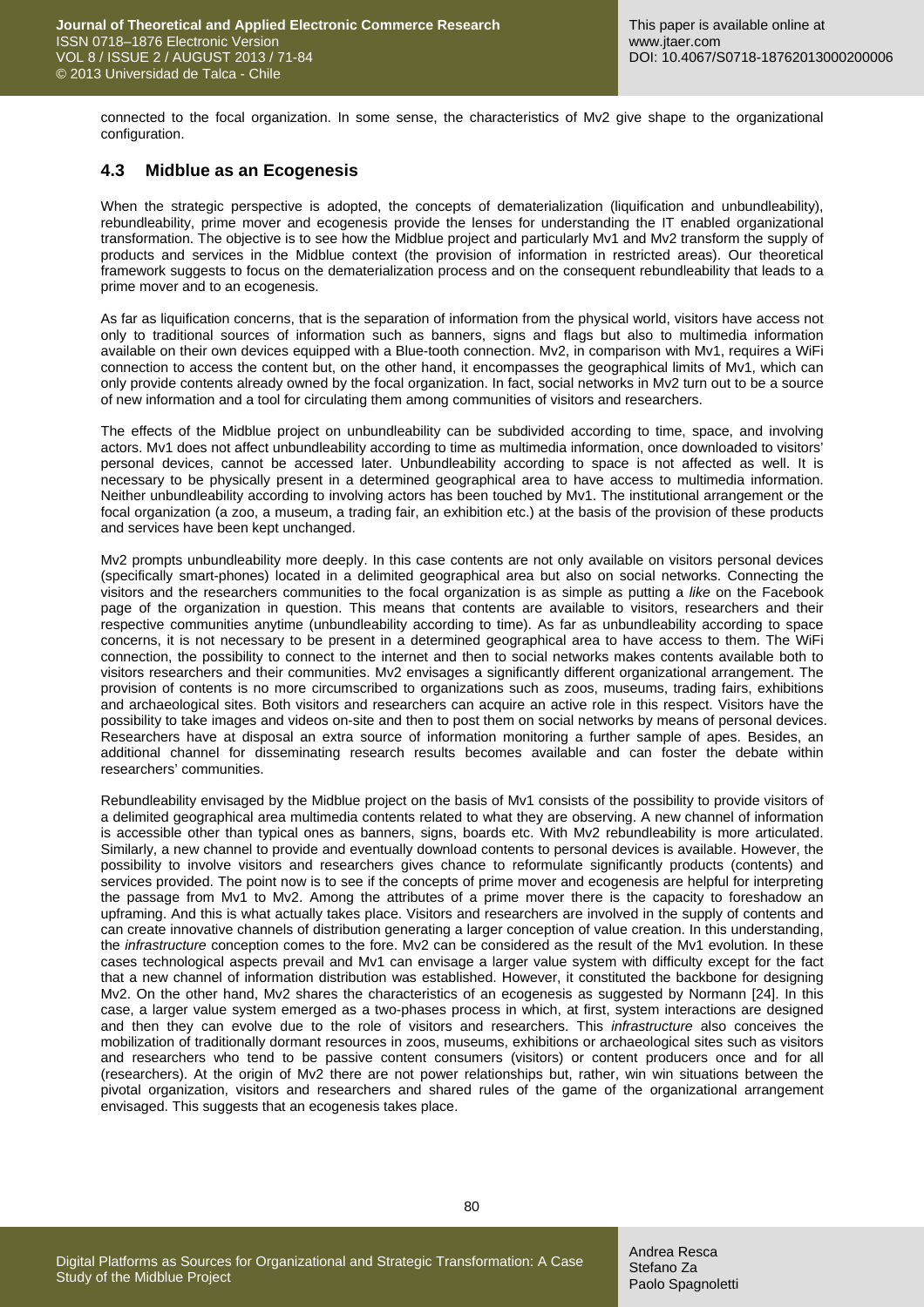connected to the focal organization. In some sense, the characteristics of Mv2 give shape to the organizational configuration.

### 4.3 Midblue as an Ecogenesis

When the strategic perspective is adopted, the concepts of dematerialization (liquification and unbundleability), rebundleability, prime mover and ecogenesis provide the lenses for understanding the IT enabled organizational transformation. The objective is to see how the Midblue project and particularly Mv1 and Mv2 transform the supply of products and services in the Midblue context (the provision of information in restricted areas). Our theoretical framework suggests to focus on the dematerialization process and on the consequent rebundleability that leads to a prime mover and to an ecogenesis.

As far as liquification concerns, that is the separation of information from the physical world, visitors have access not only to traditional sources of information such as banners, signs and flags but also to multimedia information available on their own devices equipped with a Blue-tooth connection. Mv2, in comparison with Mv1, requires a WiFi connection to access the content but, on the other hand, it encompasses the geographical limits of Mv1, which can only provide contents already owned by the focal organization. In fact, social networks in Mv2 turn out to be a source of new information and a tool for circulating them among communities of visitors and researchers.

The effects of the Midblue project on unbundleability can be subdivided according to time, space, and involving actors. Mv1 does not affect unbundleability according to time as multimedia information, once downloaded to visitors' personal devices, cannot be accessed later. Unbundleability according to space is not affected as well. It is necessary to be physically present in a determined geographical area to have access to multimedia information. Neither unbundleability according to involving actors has been touched by Mv1. The institutional arrangement or the focal organization (a zoo, a museum, a trading fair, an exhibition etc.) at the basis of the provision of these products and services have been kept unchanged.

Mv2 prompts unbundleability more deeply. In this case contents are not only available on visitors personal devices (specifically smart-phones) located in a delimited geographical area but also on social networks. Connecting the visitors and the researchers communities to the focal organization is as simple as putting a *like* on the Facebook page of the organization in question. This means that contents are available to visitors, researchers and their respective communities anytime (unbundleability according to time). As far as unbundleability according to space concerns, it is not necessary to be present in a determined geographical area to have access to them. The WiFi connection, the possibility to connect to the internet and then to social networks makes contents available both to visitors researchers and their communities. Mv2 envisages a significantly different organizational arrangement. The provision of contents is no more circumscribed to organizations such as zoos, museums, trading fairs, exhibitions and archaeological sites. Both visitors and researchers can acquire an active role in this respect. Visitors have the possibility to take images and videos on-site and then to post them on social networks by means of personal devices. Researchers have at disposal an extra source of information monitoring a further sample of apes. Besides, an additional channel for disseminating research results becomes available and can foster the debate within researchers' communities.

Rebundleability envisaged by the Midblue project on the basis of Mv1 consists of the possibility to provide visitors of a delimited geographical area multimedia contents related to what they are observing. A new channel of information is accessible other than typical ones as banners, signs, boards etc. With Mv2 rebundleability is more articulated. Similarly, a new channel to provide and eventually download contents to personal devices is available. However, the possibility to involve visitors and researchers gives chance to reformulate significantly products (contents) and services provided. The point now is to see if the concepts of prime mover and ecogenesis are helpful for interpreting the passage from Mv1 to Mv2. Among the attributes of a prime mover there is the capacity to foreshadow an upframing. And this is what actually takes place. Visitors and researchers are involved in the supply of contents and can create innovative channels of distribution generating a larger conception of value creation. In this understanding, the *infrastructure* conception comes to the fore. Mv2 can be considered as the result of the Mv1 evolution. In these cases technological aspects prevail and Mv1 can envisage a larger value system with difficulty except for the fact that a new channel of information distribution was established. However, it constituted the backbone for designing Mv2. On the other hand, Mv2 shares the characteristics of an ecogenesis as suggested by Normann [24]. In this case, a larger value system emerged as a two-phases process in which, at first, system interactions are designed and then they can evolve due to the role of visitors and researchers. This *infrastructure* also conceives the mobilization of traditionally dormant resources in zoos, museums, exhibitions or archaeological sites such as visitors and researchers who tend to be passive content consumers (visitors) or content producers once and for all (researchers). At the origin of Mv2 there are not power relationships but, rather, win win situations between the pivotal organization, visitors and researchers and shared rules of the game of the organizational arrangement envisaged. This suggests that an ecogenesis takes place.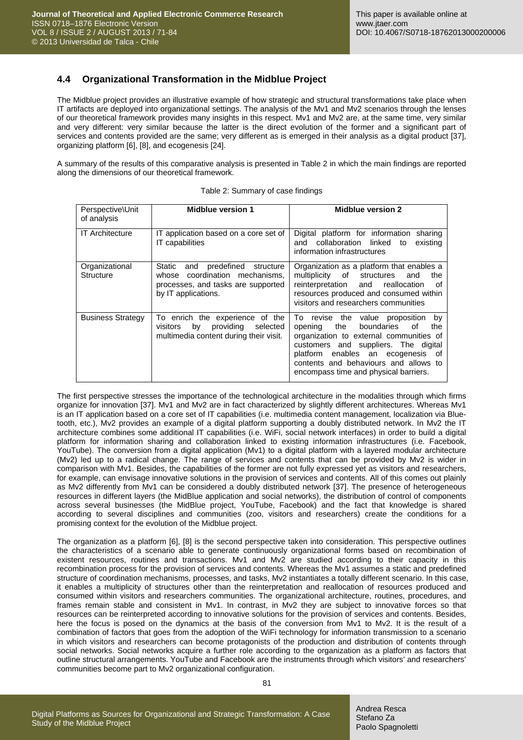## 4.4 Organizational Transformation in the Midblue Project

The Midblue project provides an illustrative example of how strategic and structural transformations take place when IT artifacts are deployed into organizational settings. The analysis of the Mv1 and Mv2 scenarios through the lenses of our theoretical framework provides many insights in this respect. Mv1 and Mv2 are, at the same time, very similar and very different: very similar because the latter is the direct evolution of the former and a significant part of services and contents provided are the same; very different as is emerged in their analysis as a digital product [37], organizing platform [6], [8], and ecogenesis [24].

A summary of the results of this comparative analysis is presented in Table 2 in which the main findings are reported along the dimensions of our theoretical framework.

Table 2: Summary of case findings

| Perspective\Unit of analysis | **Midblue version 1** | **Midblue version 2** |
|---|---|---|
| IT Architecture | IT application based on a core set of IT capabilities | Digital platform for information sharing and collaboration linked to existing information infrastructures |
| Organizational Structure | Static and predefined structure whose coordination mechanisms, processes, and tasks are supported by IT applications. | Organization as a platform that enables a multiplicity of structures and the reinterpretation and reallocation of resources produced and consumed within visitors and researchers communities |
| Business Strategy | To enrich the experience of the visitors by providing selected multimedia content during their visit. | To revise the value proposition by opening the boundaries of the organization to external communities of customers and suppliers. The digital platform enables an ecogenesis of contents and behaviours and allows to encompass time and physical barriers. |

The first perspective stresses the importance of the technological architecture in the modalities through which firms organize for innovation [37]. Mv1 and Mv2 are in fact characterized by slightly different architectures. Whereas Mv1 is an IT application based on a core set of IT capabilities (i.e. multimedia content management, localization via Bluetooth, etc.), Mv2 provides an example of a digital platform supporting a doubly distributed network. In Mv2 the IT architecture combines some additional IT capabilities (i.e. WiFi, social network interfaces) in order to build a digital platform for information sharing and collaboration linked to existing information infrastructures (i.e. Facebook, YouTube). The conversion from a digital application (Mv1) to a digital platform with a layered modular architecture (Mv2) led up to a radical change. The range of services and contents that can be provided by Mv2 is wider in comparison with Mv1. Besides, the capabilities of the former are not fully expressed yet as visitors and researchers, for example, can envisage innovative solutions in the provision of services and contents. All of this comes out plainly as Mv2 differently from Mv1 can be considered a doubly distributed network [37]. The presence of heterogeneous resources in different layers (the MidBlue application and social networks), the distribution of control of components across several businesses (the MidBlue project, YouTube, Facebook) and the fact that knowledge is shared according to several disciplines and communities (zoo, visitors and researchers) create the conditions for a promising context for the evolution of the Midblue project.

The organization as a platform [6], [8] is the second perspective taken into consideration. This perspective outlines the characteristics of a scenario able to generate continuously organizational forms based on recombination of existent resources, routines and transactions. Mv1 and Mv2 are studied according to their capacity in this recombination process for the provision of services and contents. Whereas the Mv1 assumes a static and predefined structure of coordination mechanisms, processes, and tasks, Mv2 instantiates a totally different scenario. In this case, it enables a multiplicity of structures other than the reinterpretation and reallocation of resources produced and consumed within visitors and researchers communities. The organizational architecture, routines, procedures, and frames remain stable and consistent in Mv1. In contrast, in Mv2 they are subject to innovative forces so that resources can be reinterpreted according to innovative solutions for the provision of services and contents. Besides, here the focus is posed on the dynamics at the basis of the conversion from Mv1 to Mv2. It is the result of a combination of factors that goes from the adoption of the WiFi technology for information transmission to a scenario in which visitors and researchers can become protagonists of the production and distribution of contents through social networks. Social networks acquire a further role according to the organization as a platform as factors that outline structural arrangements. YouTube and Facebook are the instruments through which visitors' and researchers' communities become part to Mv2 organizational configuration.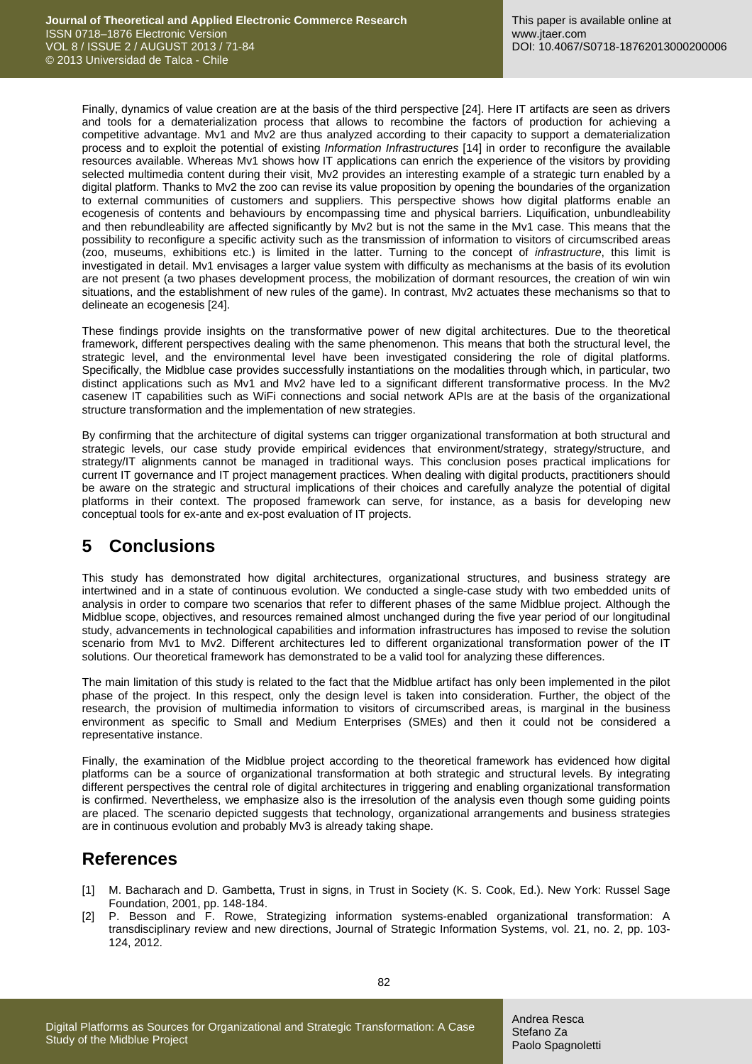Finally, dynamics of value creation are at the basis of the third perspective [24]. Here IT artifacts are seen as drivers and tools for a dematerialization process that allows to recombine the factors of production for achieving a competitive advantage. Mv1 and Mv2 are thus analyzed according to their capacity to support a dematerialization process and to exploit the potential of existing *Information Infrastructures* [14] in order to reconfigure the available resources available. Whereas Mv1 shows how IT applications can enrich the experience of the visitors by providing selected multimedia content during their visit, Mv2 provides an interesting example of a strategic turn enabled by a digital platform. Thanks to Mv2 the zoo can revise its value proposition by opening the boundaries of the organization to external communities of customers and suppliers. This perspective shows how digital platforms enable an ecogenesis of contents and behaviours by encompassing time and physical barriers. Liquification, unbundleability and then rebundleability are affected significantly by Mv2 but is not the same in the Mv1 case. This means that the possibility to reconfigure a specific activity such as the transmission of information to visitors of circumscribed areas (zoo, museums, exhibitions etc.) is limited in the latter. Turning to the concept of *infrastructure*, this limit is investigated in detail. Mv1 envisages a larger value system with difficulty as mechanisms at the basis of its evolution are not present (a two phases development process, the mobilization of dormant resources, the creation of win win situations, and the establishment of new rules of the game). In contrast, Mv2 actuates these mechanisms so that to delineate an ecogenesis [24].

These findings provide insights on the transformative power of new digital architectures. Due to the theoretical framework, different perspectives dealing with the same phenomenon. This means that both the structural level, the strategic level, and the environmental level have been investigated considering the role of digital platforms. Specifically, the Midblue case provides successfully instantiations on the modalities through which, in particular, two distinct applications such as Mv1 and Mv2 have led to a significant different transformative process. In the Mv2 casenew IT capabilities such as WiFi connections and social network APIs are at the basis of the organizational structure transformation and the implementation of new strategies.

By confirming that the architecture of digital systems can trigger organizational transformation at both structural and strategic levels, our case study provide empirical evidences that environment/strategy, strategy/structure, and strategy/IT alignments cannot be managed in traditional ways. This conclusion poses practical implications for current IT governance and IT project management practices. When dealing with digital products, practitioners should be aware on the strategic and structural implications of their choices and carefully analyze the potential of digital platforms in their context. The proposed framework can serve, for instance, as a basis for developing new conceptual tools for ex-ante and ex-post evaluation of IT projects.

# 5 Conclusions

This study has demonstrated how digital architectures, organizational structures, and business strategy are intertwined and in a state of continuous evolution. We conducted a single-case study with two embedded units of analysis in order to compare two scenarios that refer to different phases of the same Midblue project. Although the Midblue scope, objectives, and resources remained almost unchanged during the five year period of our longitudinal study, advancements in technological capabilities and information infrastructures has imposed to revise the solution scenario from Mv1 to Mv2. Different architectures led to different organizational transformation power of the IT solutions. Our theoretical framework has demonstrated to be a valid tool for analyzing these differences.

The main limitation of this study is related to the fact that the Midblue artifact has only been implemented in the pilot phase of the project. In this respect, only the design level is taken into consideration. Further, the object of the research, the provision of multimedia information to visitors of circumscribed areas, is marginal in the business environment as specific to Small and Medium Enterprises (SMEs) and then it could not be considered a representative instance.

Finally, the examination of the Midblue project according to the theoretical framework has evidenced how digital platforms can be a source of organizational transformation at both strategic and structural levels. By integrating different perspectives the central role of digital architectures in triggering and enabling organizational transformation is confirmed. Nevertheless, we emphasize also is the irresolution of the analysis even though some guiding points are placed. The scenario depicted suggests that technology, organizational arrangements and business strategies are in continuous evolution and probably Mv3 is already taking shape.

# References

[1] M. Bacharach and D. Gambetta, Trust in signs, in Trust in Society (K. S. Cook, Ed.). New York: Russel Sage Foundation, 2001, pp. 148-184.

[2] P. Besson and F. Rowe, Strategizing information systems-enabled organizational transformation: A transdisciplinary review and new directions, Journal of Strategic Information Systems, vol. 21, no. 2, pp. 103-124, 2012.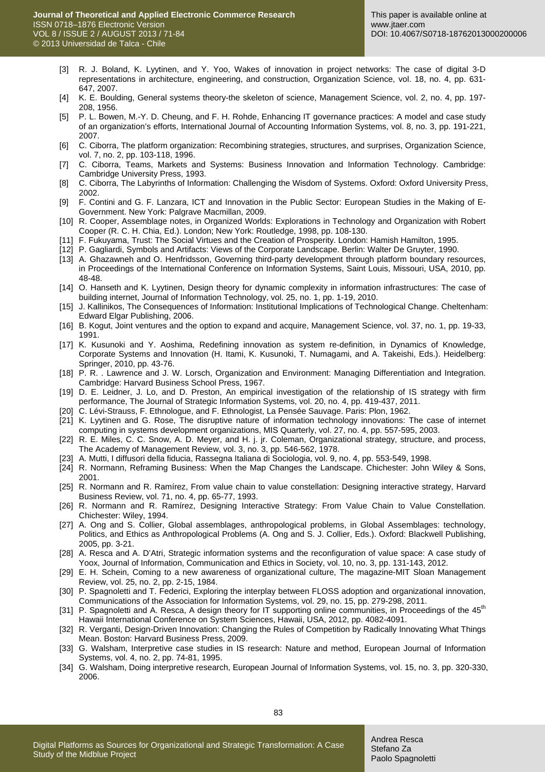[3] R. J. Boland, K. Lyytinen, and Y. Yoo, Wakes of innovation in project networks: The case of digital 3-D representations in architecture, engineering, and construction, Organization Science, vol. 18, no. 4, pp. 631-647, 2007.

[4] K. E. Boulding, General systems theory-the skeleton of science, Management Science, vol. 2, no. 4, pp. 197-208, 1956.

[5] P. L. Bowen, M.-Y. D. Cheung, and F. H. Rohde, Enhancing IT governance practices: A model and case study of an organization's efforts, International Journal of Accounting Information Systems, vol. 8, no. 3, pp. 191-221, 2007.

[6] C. Ciborra, The platform organization: Recombining strategies, structures, and surprises, Organization Science, vol. 7, no. 2, pp. 103-118, 1996.

[7] C. Ciborra, Teams, Markets and Systems: Business Innovation and Information Technology. Cambridge: Cambridge University Press, 1993.

[8] C. Ciborra, The Labyrinths of Information: Challenging the Wisdom of Systems. Oxford: Oxford University Press, 2002.

[9] F. Contini and G. F. Lanzara, ICT and Innovation in the Public Sector: European Studies in the Making of E-Government. New York: Palgrave Macmillan, 2009.

[10] R. Cooper, Assemblage notes, in Organized Worlds: Explorations in Technology and Organization with Robert Cooper (R. C. H. Chia, Ed.). London; New York: Routledge, 1998, pp. 108-130.

[11] F. Fukuyama, Trust: The Social Virtues and the Creation of Prosperity. London: Hamish Hamilton, 1995.

[12] P. Gagliardi, Symbols and Artifacts: Views of the Corporate Landscape. Berlin: Walter De Gruyter, 1990.

[13] A. Ghazawneh and O. Henfridsson, Governing third-party development through platform boundary resources, in Proceedings of the International Conference on Information Systems, Saint Louis, Missouri, USA, 2010, pp. 48-48.

[14] O. Hanseth and K. Lyytinen, Design theory for dynamic complexity in information infrastructures: The case of building internet, Journal of Information Technology, vol. 25, no. 1, pp. 1-19, 2010.

[15] J. Kallinikos, The Consequences of Information: Institutional Implications of Technological Change. Cheltenham: Edward Elgar Publishing, 2006.

[16] B. Kogut, Joint ventures and the option to expand and acquire, Management Science, vol. 37, no. 1, pp. 19-33, 1991.

[17] K. Kusunoki and Y. Aoshima, Redefining innovation as system re-definition, in Dynamics of Knowledge, Corporate Systems and Innovation (H. Itami, K. Kusunoki, T. Numagami, and A. Takeishi, Eds.). Heidelberg: Springer, 2010, pp. 43-76.

[18] P. R. . Lawrence and J. W. Lorsch, Organization and Environment: Managing Differentiation and Integration. Cambridge: Harvard Business School Press, 1967.

[19] D. E. Leidner, J. Lo, and D. Preston, An empirical investigation of the relationship of IS strategy with firm performance, The Journal of Strategic Information Systems, vol. 20, no. 4, pp. 419-437, 2011.

[20] C. Lévi-Strauss, F. Ethnologue, and F. Ethnologist, La Pensée Sauvage. Paris: Plon, 1962.

[21] K. Lyytinen and G. Rose, The disruptive nature of information technology innovations: The case of internet computing in systems development organizations, MIS Quarterly, vol. 27, no. 4, pp. 557-595, 2003.

[22] R. E. Miles, C. C. Snow, A. D. Meyer, and H. j. jr. Coleman, Organizational strategy, structure, and process, The Academy of Management Review, vol. 3, no. 3, pp. 546-562, 1978.

[23] A. Mutti, I diffusori della fiducia, Rassegna Italiana di Sociologia, vol. 9, no. 4, pp. 553-549, 1998.

[24] R. Normann, Reframing Business: When the Map Changes the Landscape. Chichester: John Wiley & Sons, 2001.

[25] R. Normann and R. Ramírez, From value chain to value constellation: Designing interactive strategy, Harvard Business Review, vol. 71, no. 4, pp. 65-77, 1993.

[26] R. Normann and R. Ramírez, Designing Interactive Strategy: From Value Chain to Value Constellation. Chichester: Wiley, 1994.

[27] A. Ong and S. Collier, Global assemblages, anthropological problems, in Global Assemblages: technology, Politics, and Ethics as Anthropological Problems (A. Ong and S. J. Collier, Eds.). Oxford: Blackwell Publishing, 2005, pp. 3-21.

[28] A. Resca and A. D'Atri, Strategic information systems and the reconfiguration of value space: A case study of Yoox, Journal of Information, Communication and Ethics in Society, vol. 10, no. 3, pp. 131-143, 2012.

[29] E. H. Schein, Coming to a new awareness of organizational culture, The magazine-MIT Sloan Management Review, vol. 25, no. 2, pp. 2-15, 1984.

[30] P. Spagnoletti and T. Federici, Exploring the interplay between FLOSS adoption and organizational innovation, Communications of the Association for Information Systems, vol. 29, no. 15, pp. 279-298, 2011.

[31] P. Spagnoletti and A. Resca, A design theory for IT supporting online communities, in Proceedings of the 45th Hawaii International Conference on System Sciences, Hawaii, USA, 2012, pp. 4082-4091.

[32] R. Verganti, Design-Driven Innovation: Changing the Rules of Competition by Radically Innovating What Things Mean. Boston: Harvard Business Press, 2009.

[33] G. Walsham, Interpretive case studies in IS research: Nature and method, European Journal of Information Systems, vol. 4, no. 2, pp. 74-81, 1995.

[34] G. Walsham, Doing interpretive research, European Journal of Information Systems, vol. 15, no. 3, pp. 320-330, 2006.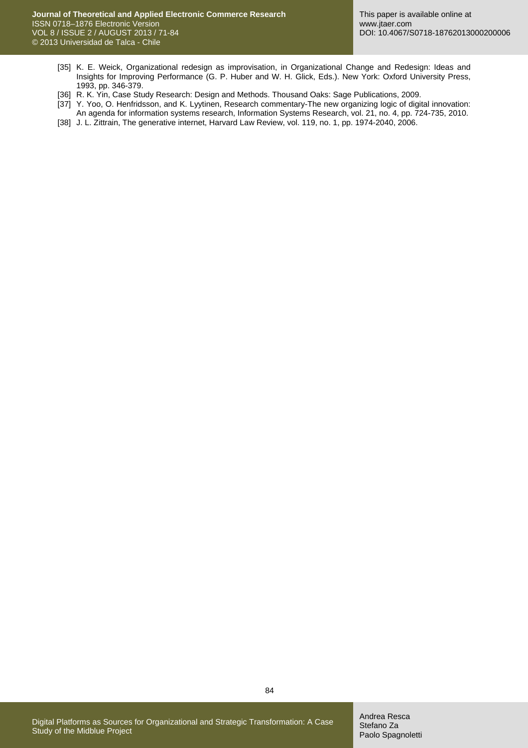[35] K. E. Weick, Organizational redesign as improvisation, in Organizational Change and Redesign: Ideas and Insights for Improving Performance (G. P. Huber and W. H. Glick, Eds.). New York: Oxford University Press, 1993, pp. 346-379.

[36] R. K. Yin, Case Study Research: Design and Methods. Thousand Oaks: Sage Publications, 2009.

[37] Y. Yoo, O. Henfridsson, and K. Lyytinen, Research commentary-The new organizing logic of digital innovation: An agenda for information systems research, Information Systems Research, vol. 21, no. 4, pp. 724-735, 2010.

[38] J. L. Zittrain, The generative internet, Harvard Law Review, vol. 119, no. 1, pp. 1974-2040, 2006.